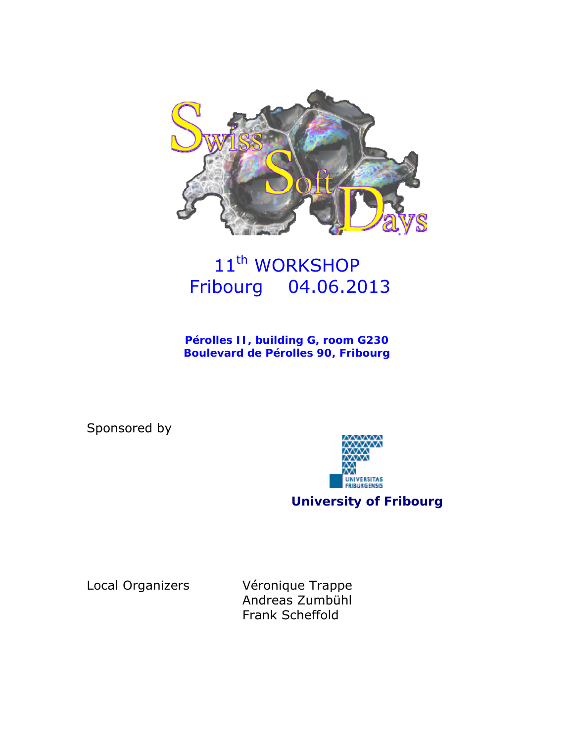# Swiss Soft Days

## 11th WORKSHOP
## Fribourg 04.06.2013

**Pérolles II, building G, room G230**
**Boulevard de Pérolles 90, Fribourg**

Sponsored by

UNIVERSITAS FRIBURGENSIS

**University of Fribourg**

Local Organizers

Véronique Trappe
Andreas Zumbühl
Frank Scheffold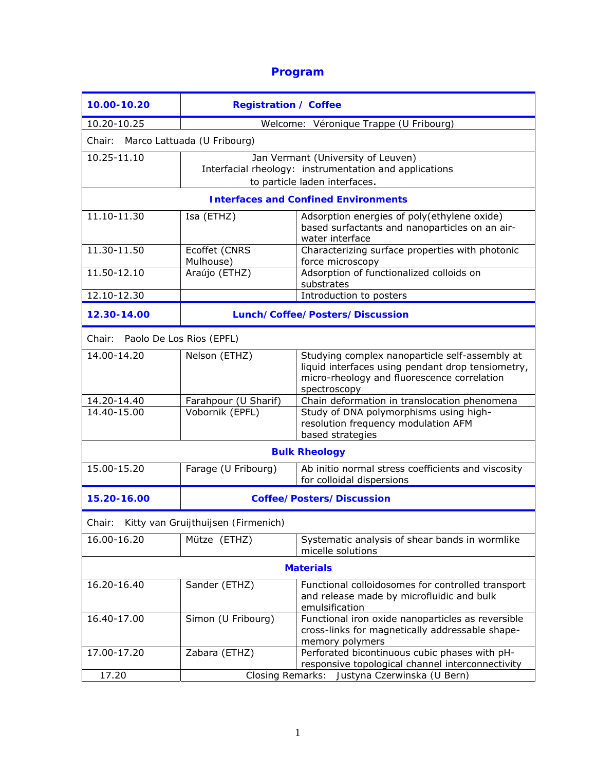# Program

| **10.00-10.20** | **Registration / Coffee** | |
|---|---|---|
| 10.20-10.25 | Welcome: Véronique Trappe (U Fribourg) | |
| Chair: Marco Lattuada (U Fribourg) | | |
| 10.25-11.10 | Jan Vermant (University of Leuven) Interfacial rheology: instrumentation and applications to particle laden interfaces. | |
| **Interfaces and Confined Environments** | | |
| 11.10-11.30 | Isa (ETHZ) | Adsorption energies of poly(ethylene oxide) based surfactants and nanoparticles on an air-water interface |
| 11.30-11.50 | Ecoffet (CNRS Mulhouse) | Characterizing surface properties with photonic force microscopy |
| 11.50-12.10 | Araújo (ETHZ) | Adsorption of functionalized colloids on substrates |
| 12.10-12.30 | | Introduction to posters |
| **12.30-14.00** | **Lunch/Coffee/Posters/Discussion** | |
| Chair: Paolo De Los Rios (EPFL) | | |
| 14.00-14.20 | Nelson (ETHZ) | Studying complex nanoparticle self-assembly at liquid interfaces using pendant drop tensiometry, micro-rheology and fluorescence correlation spectroscopy |
| 14.20-14.40 | Farahpour (U Sharif) | Chain deformation in translocation phenomena |
| 14.40-15.00 | Vobornik (EPFL) | Study of DNA polymorphisms using high-resolution frequency modulation AFM based strategies |
| **Bulk Rheology** | | |
| 15.00-15.20 | Farage (U Fribourg) | Ab initio normal stress coefficients and viscosity for colloidal dispersions |
| **15.20-16.00** | **Coffee/Posters/Discussion** | |
| Chair: Kitty van Gruijthuijsen (Firmenich) | | |
| 16.00-16.20 | Mütze (ETHZ) | Systematic analysis of shear bands in wormlike micelle solutions |
| **Materials** | | |
| 16.20-16.40 | Sander (ETHZ) | Functional colloidosomes for controlled transport and release made by microfluidic and bulk emulsification |
| 16.40-17.00 | Simon (U Fribourg) | Functional iron oxide nanoparticles as reversible cross-links for magnetically addressable shape-memory polymers |
| 17.00-17.20 | Zabara (ETHZ) | Perforated bicontinuous cubic phases with pH-responsive topological channel interconnectivity |
| 17.20 | Closing Remarks: Justyna Czerwinska (U Bern) | |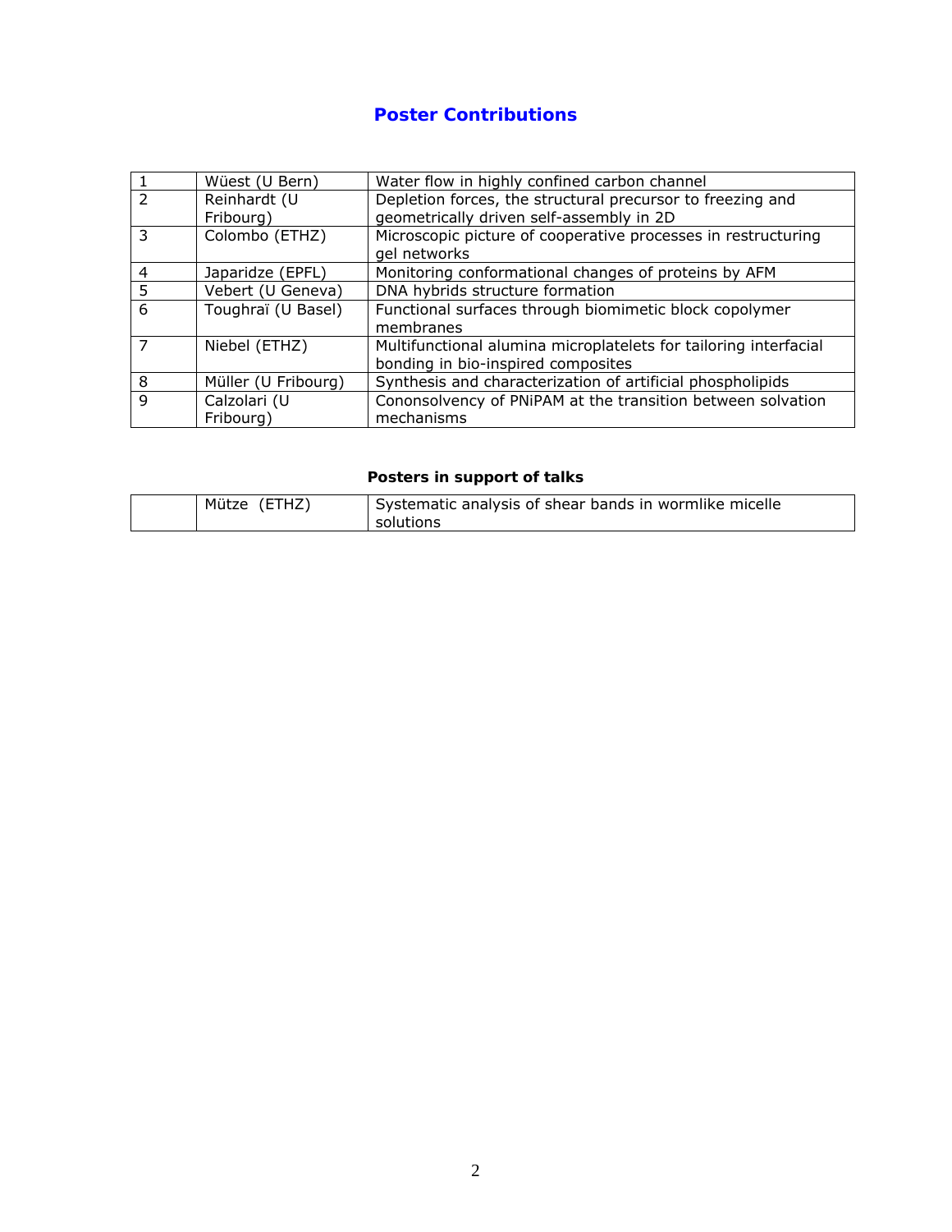## Poster Contributions

| | | |
|---|---|---|
| 1 | Wüest (U Bern) | Water flow in highly confined carbon channel |
| 2 | Reinhardt (U Fribourg) | Depletion forces, the structural precursor to freezing and geometrically driven self-assembly in 2D |
| 3 | Colombo (ETHZ) | Microscopic picture of cooperative processes in restructuring gel networks |
| 4 | Japaridze (EPFL) | Monitoring conformational changes of proteins by AFM |
| 5 | Vebert (U Geneva) | DNA hybrids structure formation |
| 6 | Toughraï (U Basel) | Functional surfaces through biomimetic block copolymer membranes |
| 7 | Niebel (ETHZ) | Multifunctional alumina microplatelets for tailoring interfacial bonding in bio-inspired composites |
| 8 | Müller (U Fribourg) | Synthesis and characterization of artificial phospholipids |
| 9 | Calzolari (U Fribourg) | Cononsolvency of PNiPAM at the transition between solvation mechanisms |

### Posters in support of talks

| | | |
|---|---|---|
| | Mütze (ETHZ) | Systematic analysis of shear bands in wormlike micelle solutions |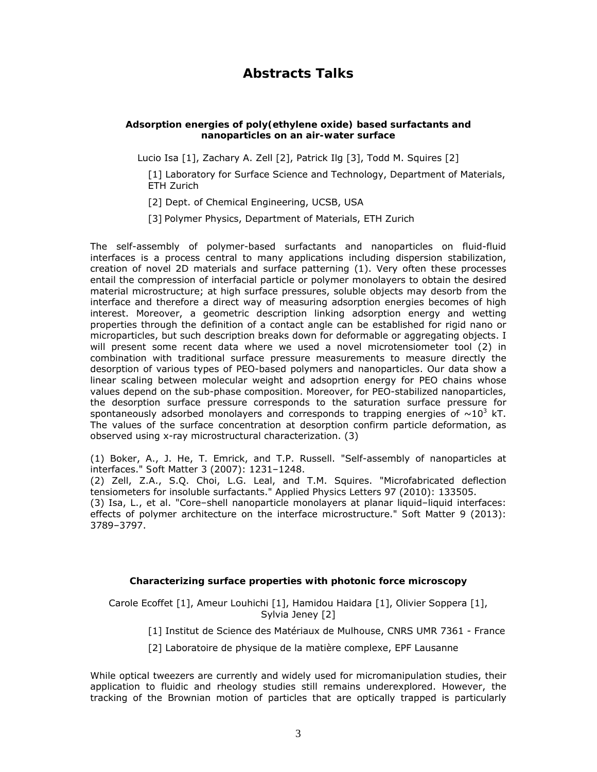# Abstracts Talks

### Adsorption energies of poly(ethylene oxide) based surfactants and nanoparticles on an air-water surface

Lucio Isa [1], Zachary A. Zell [2], Patrick Ilg [3], Todd M. Squires [2]

[1] Laboratory for Surface Science and Technology, Department of Materials, ETH Zurich

[2] Dept. of Chemical Engineering, UCSB, USA

[3] Polymer Physics, Department of Materials, ETH Zurich

The self-assembly of polymer-based surfactants and nanoparticles on fluid-fluid interfaces is a process central to many applications including dispersion stabilization, creation of novel 2D materials and surface patterning (1). Very often these processes entail the compression of interfacial particle or polymer monolayers to obtain the desired material microstructure; at high surface pressures, soluble objects may desorb from the interface and therefore a direct way of measuring adsorption energies becomes of high interest. Moreover, a geometric description linking adsorption energy and wetting properties through the definition of a contact angle can be established for rigid nano or microparticles, but such description breaks down for deformable or aggregating objects. I will present some recent data where we used a novel microtensiometer tool (2) in combination with traditional surface pressure measurements to measure directly the desorption of various types of PEO-based polymers and nanoparticles. Our data show a linear scaling between molecular weight and adsoprtion energy for PEO chains whose values depend on the sub-phase composition. Moreover, for PEO-stabilized nanoparticles, the desorption surface pressure corresponds to the saturation surface pressure for spontaneously adsorbed monolayers and corresponds to trapping energies of $\sim 10^3$ kT. The values of the surface concentration at desorption confirm particle deformation, as observed using x-ray microstructural characterization. (3)

(1) Boker, A., J. He, T. Emrick, and T.P. Russell. "Self-assembly of nanoparticles at interfaces." Soft Matter 3 (2007): 1231–1248.
(2) Zell, Z.A., S.Q. Choi, L.G. Leal, and T.M. Squires. "Microfabricated deflection tensiometers for insoluble surfactants." Applied Physics Letters 97 (2010): 133505.
(3) Isa, L., et al. "Core–shell nanoparticle monolayers at planar liquid–liquid interfaces: effects of polymer architecture on the interface microstructure." Soft Matter 9 (2013): 3789–3797.

### Characterizing surface properties with photonic force microscopy

Carole Ecoffet [1], Ameur Louhichi [1], Hamidou Haidara [1], Olivier Soppera [1], Sylvia Jeney [2]

[1] Institut de Science des Matériaux de Mulhouse, CNRS UMR 7361 - France

[2] Laboratoire de physique de la matière complexe, EPF Lausanne

While optical tweezers are currently and widely used for micromanipulation studies, their application to fluidic and rheology studies still remains underexplored. However, the tracking of the Brownian motion of particles that are optically trapped is particularly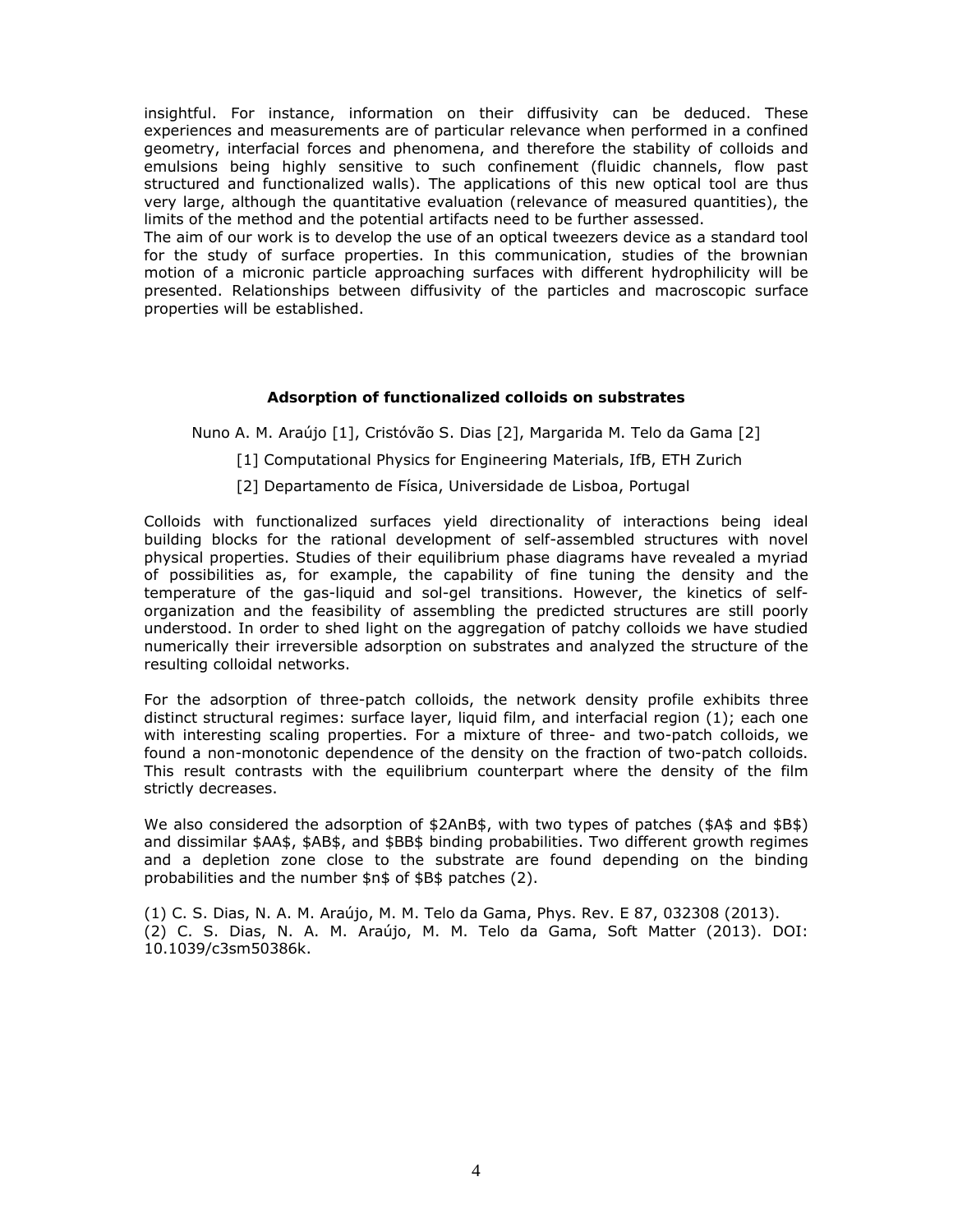insightful. For instance, information on their diffusivity can be deduced. These experiences and measurements are of particular relevance when performed in a confined geometry, interfacial forces and phenomena, and therefore the stability of colloids and emulsions being highly sensitive to such confinement (fluidic channels, flow past structured and functionalized walls). The applications of this new optical tool are thus very large, although the quantitative evaluation (relevance of measured quantities), the limits of the method and the potential artifacts need to be further assessed.
The aim of our work is to develop the use of an optical tweezers device as a standard tool for the study of surface properties. In this communication, studies of the brownian motion of a micronic particle approaching surfaces with different hydrophilicity will be presented. Relationships between diffusivity of the particles and macroscopic surface properties will be established.

### Adsorption of functionalized colloids on substrates

Nuno A. M. Araújo [1], Cristóvão S. Dias [2], Margarida M. Telo da Gama [2]

[1] Computational Physics for Engineering Materials, IfB, ETH Zurich

[2] Departamento de Física, Universidade de Lisboa, Portugal

Colloids with functionalized surfaces yield directionality of interactions being ideal building blocks for the rational development of self-assembled structures with novel physical properties. Studies of their equilibrium phase diagrams have revealed a myriad of possibilities as, for example, the capability of fine tuning the density and the temperature of the gas-liquid and sol-gel transitions. However, the kinetics of self-organization and the feasibility of assembling the predicted structures are still poorly understood. In order to shed light on the aggregation of patchy colloids we have studied numerically their irreversible adsorption on substrates and analyzed the structure of the resulting colloidal networks.

For the adsorption of three-patch colloids, the network density profile exhibits three distinct structural regimes: surface layer, liquid film, and interfacial region (1); each one with interesting scaling properties. For a mixture of three- and two-patch colloids, we found a non-monotonic dependence of the density on the fraction of two-patch colloids. This result contrasts with the equilibrium counterpart where the density of the film strictly decreases.

We also considered the adsorption of $2AnB$, with two types of patches ($A$ and $B$) and dissimilar $AA$, $AB$, and $BB$ binding probabilities. Two different growth regimes and a depletion zone close to the substrate are found depending on the binding probabilities and the number $n$ of $B$ patches (2).

(1) C. S. Dias, N. A. M. Araújo, M. M. Telo da Gama, Phys. Rev. E 87, 032308 (2013).
(2) C. S. Dias, N. A. M. Araújo, M. M. Telo da Gama, Soft Matter (2013). DOI: 10.1039/c3sm50386k.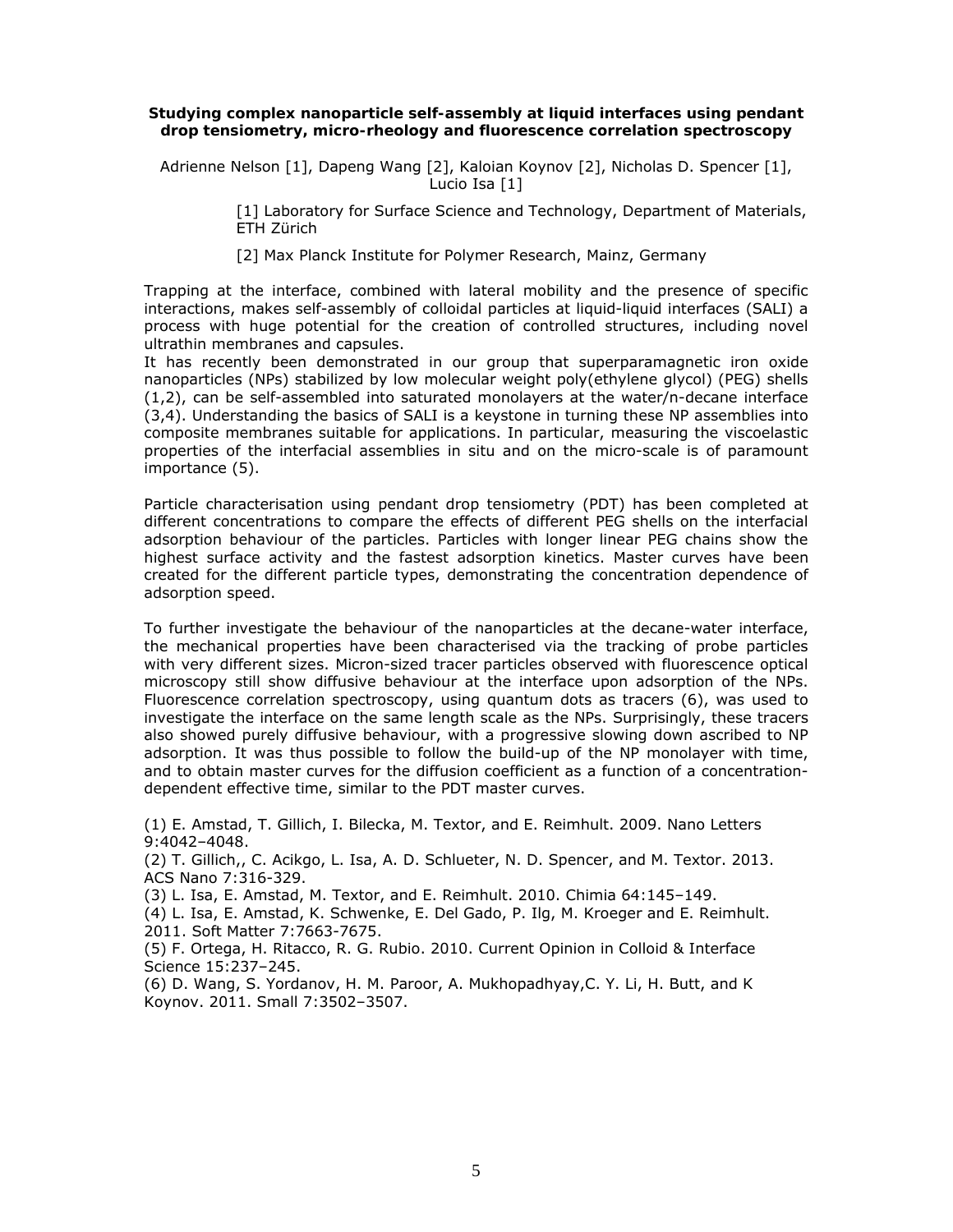**Studying complex nanoparticle self-assembly at liquid interfaces using pendant drop tensiometry, micro-rheology and fluorescence correlation spectroscopy**

Adrienne Nelson [1], Dapeng Wang [2], Kaloian Koynov [2], Nicholas D. Spencer [1], Lucio Isa [1]

[1] Laboratory for Surface Science and Technology, Department of Materials, ETH Zürich

[2] Max Planck Institute for Polymer Research, Mainz, Germany

Trapping at the interface, combined with lateral mobility and the presence of specific interactions, makes self-assembly of colloidal particles at liquid-liquid interfaces (SALI) a process with huge potential for the creation of controlled structures, including novel ultrathin membranes and capsules.
It has recently been demonstrated in our group that superparamagnetic iron oxide nanoparticles (NPs) stabilized by low molecular weight poly(ethylene glycol) (PEG) shells (1,2), can be self-assembled into saturated monolayers at the water/n-decane interface (3,4). Understanding the basics of SALI is a keystone in turning these NP assemblies into composite membranes suitable for applications. In particular, measuring the viscoelastic properties of the interfacial assemblies in situ and on the micro-scale is of paramount importance (5).

Particle characterisation using pendant drop tensiometry (PDT) has been completed at different concentrations to compare the effects of different PEG shells on the interfacial adsorption behaviour of the particles. Particles with longer linear PEG chains show the highest surface activity and the fastest adsorption kinetics. Master curves have been created for the different particle types, demonstrating the concentration dependence of adsorption speed.

To further investigate the behaviour of the nanoparticles at the decane-water interface, the mechanical properties have been characterised via the tracking of probe particles with very different sizes. Micron-sized tracer particles observed with fluorescence optical microscopy still show diffusive behaviour at the interface upon adsorption of the NPs. Fluorescence correlation spectroscopy, using quantum dots as tracers (6), was used to investigate the interface on the same length scale as the NPs. Surprisingly, these tracers also showed purely diffusive behaviour, with a progressive slowing down ascribed to NP adsorption. It was thus possible to follow the build-up of the NP monolayer with time, and to obtain master curves for the diffusion coefficient as a function of a concentration-dependent effective time, similar to the PDT master curves.

(1) E. Amstad, T. Gillich, I. Bilecka, M. Textor, and E. Reimhult. 2009. Nano Letters 9:4042–4048.
(2) T. Gillich,, C. Acikgo, L. Isa, A. D. Schlueter, N. D. Spencer, and M. Textor. 2013. ACS Nano 7:316-329.
(3) L. Isa, E. Amstad, M. Textor, and E. Reimhult. 2010. Chimia 64:145–149.
(4) L. Isa, E. Amstad, K. Schwenke, E. Del Gado, P. Ilg, M. Kroeger and E. Reimhult. 2011. Soft Matter 7:7663-7675.
(5) F. Ortega, H. Ritacco, R. G. Rubio. 2010. Current Opinion in Colloid & Interface Science 15:237–245.
(6) D. Wang, S. Yordanov, H. M. Paroor, A. Mukhopadhyay,C. Y. Li, H. Butt, and K Koynov. 2011. Small 7:3502–3507.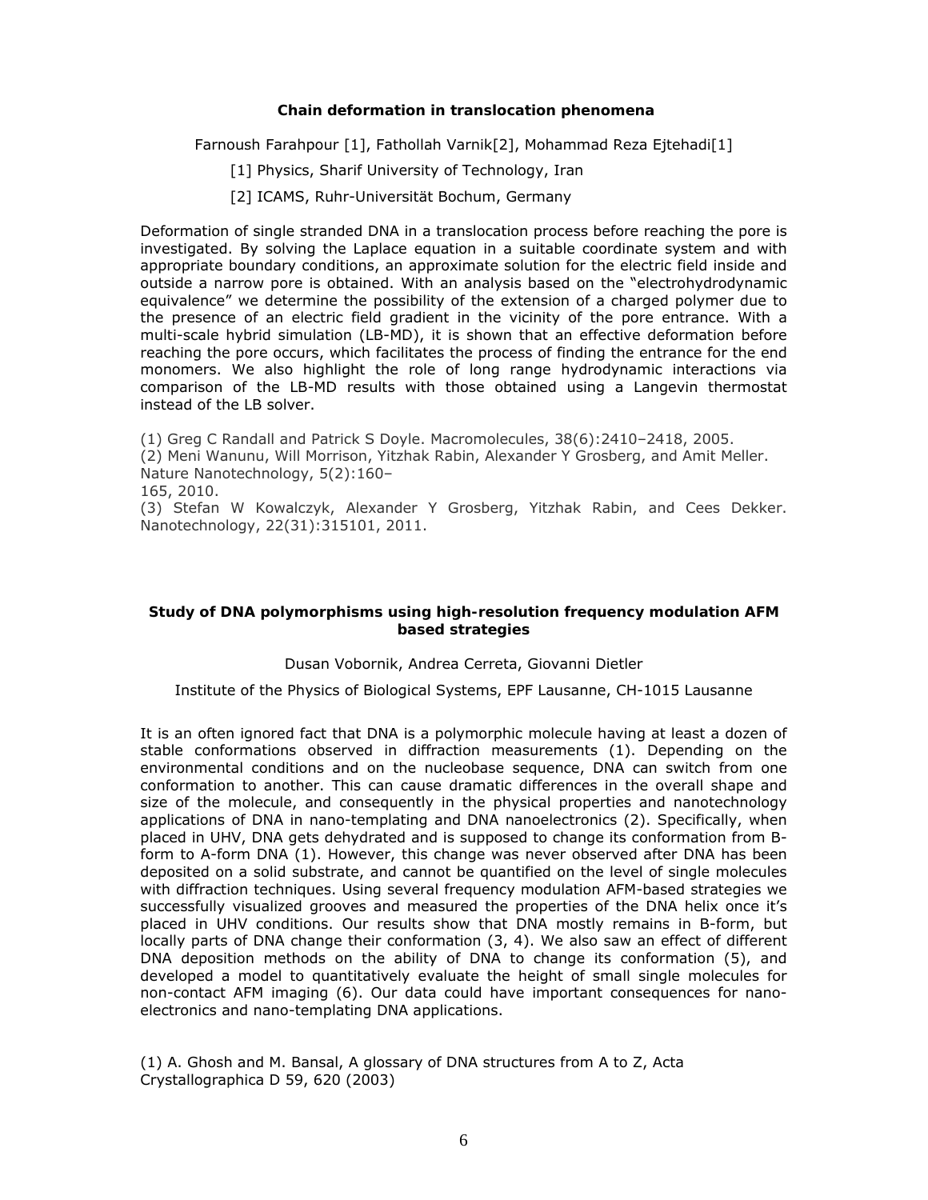### Chain deformation in translocation phenomena

Farnoush Farahpour [1], Fathollah Varnik[2], Mohammad Reza Ejtehadi[1]

[1] Physics, Sharif University of Technology, Iran

[2] ICAMS, Ruhr-Universität Bochum, Germany

Deformation of single stranded DNA in a translocation process before reaching the pore is investigated. By solving the Laplace equation in a suitable coordinate system and with appropriate boundary conditions, an approximate solution for the electric field inside and outside a narrow pore is obtained. With an analysis based on the "electrohydrodynamic equivalence" we determine the possibility of the extension of a charged polymer due to the presence of an electric field gradient in the vicinity of the pore entrance. With a multi-scale hybrid simulation (LB-MD), it is shown that an effective deformation before reaching the pore occurs, which facilitates the process of finding the entrance for the end monomers. We also highlight the role of long range hydrodynamic interactions via comparison of the LB-MD results with those obtained using a Langevin thermostat instead of the LB solver.

(1) Greg C Randall and Patrick S Doyle. Macromolecules, 38(6):2410–2418, 2005.
(2) Meni Wanunu, Will Morrison, Yitzhak Rabin, Alexander Y Grosberg, and Amit Meller. Nature Nanotechnology, 5(2):160–
165, 2010.
(3) Stefan W Kowalczyk, Alexander Y Grosberg, Yitzhak Rabin, and Cees Dekker. Nanotechnology, 22(31):315101, 2011.

### Study of DNA polymorphisms using high-resolution frequency modulation AFM based strategies

Dusan Vobornik, Andrea Cerreta, Giovanni Dietler

Institute of the Physics of Biological Systems, EPF Lausanne, CH-1015 Lausanne

It is an often ignored fact that DNA is a polymorphic molecule having at least a dozen of stable conformations observed in diffraction measurements (1). Depending on the environmental conditions and on the nucleobase sequence, DNA can switch from one conformation to another. This can cause dramatic differences in the overall shape and size of the molecule, and consequently in the physical properties and nanotechnology applications of DNA in nano-templating and DNA nanoelectronics (2). Specifically, when placed in UHV, DNA gets dehydrated and is supposed to change its conformation from B-form to A-form DNA (1). However, this change was never observed after DNA has been deposited on a solid substrate, and cannot be quantified on the level of single molecules with diffraction techniques. Using several frequency modulation AFM-based strategies we successfully visualized grooves and measured the properties of the DNA helix once it's placed in UHV conditions. Our results show that DNA mostly remains in B-form, but locally parts of DNA change their conformation (3, 4). We also saw an effect of different DNA deposition methods on the ability of DNA to change its conformation (5), and developed a model to quantitatively evaluate the height of small single molecules for non-contact AFM imaging (6). Our data could have important consequences for nano-electronics and nano-templating DNA applications.

(1) A. Ghosh and M. Bansal, A glossary of DNA structures from A to Z, Acta Crystallographica D 59, 620 (2003)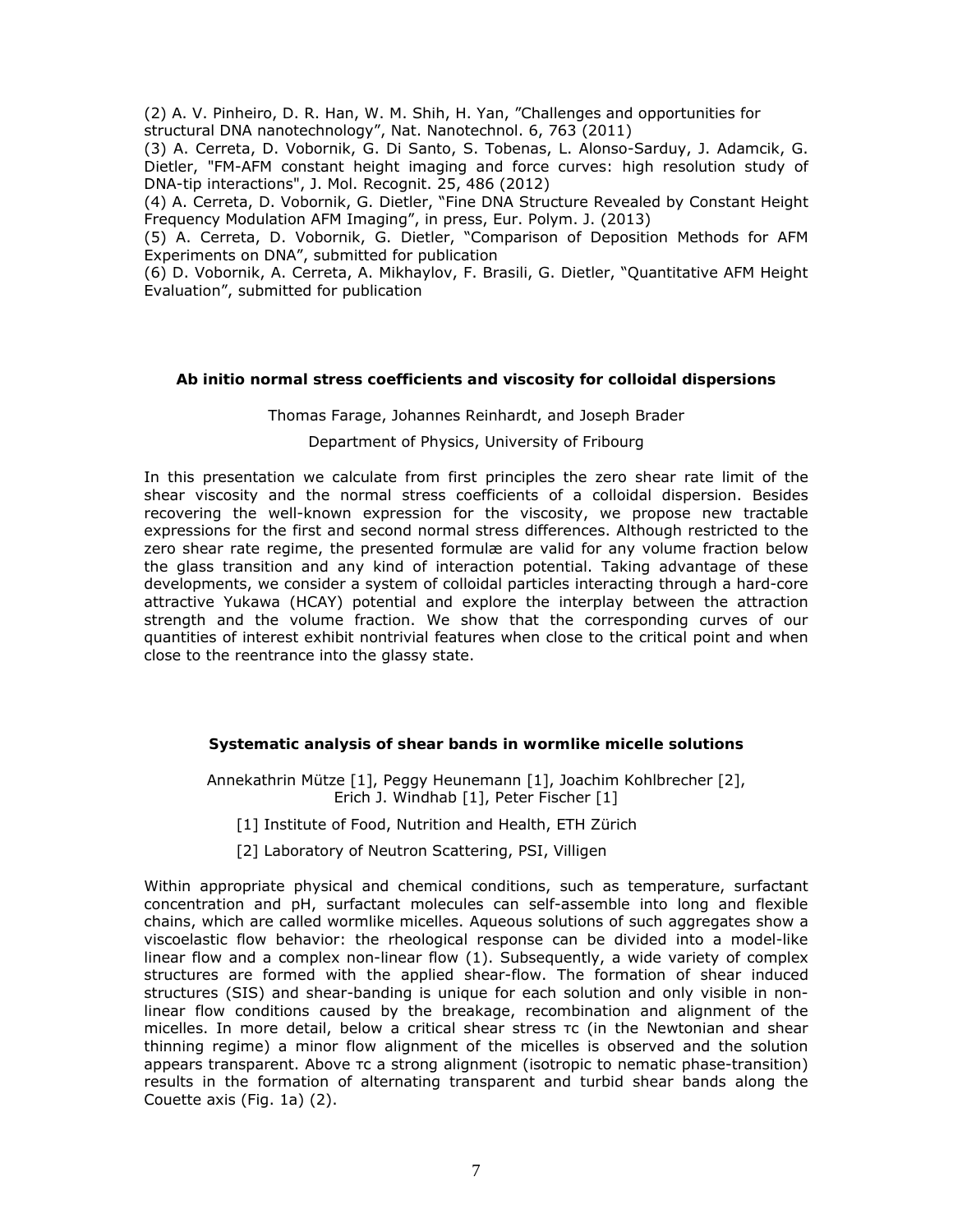(2) A. V. Pinheiro, D. R. Han, W. M. Shih, H. Yan, "Challenges and opportunities for structural DNA nanotechnology", Nat. Nanotechnol. 6, 763 (2011)

(3) A. Cerreta, D. Vobornik, G. Di Santo, S. Tobenas, L. Alonso-Sarduy, J. Adamcik, G. Dietler, "FM-AFM constant height imaging and force curves: high resolution study of DNA-tip interactions", J. Mol. Recognit. 25, 486 (2012)

(4) A. Cerreta, D. Vobornik, G. Dietler, "Fine DNA Structure Revealed by Constant Height Frequency Modulation AFM Imaging", in press, Eur. Polym. J. (2013)

(5) A. Cerreta, D. Vobornik, G. Dietler, "Comparison of Deposition Methods for AFM Experiments on DNA", submitted for publication

(6) D. Vobornik, A. Cerreta, A. Mikhaylov, F. Brasili, G. Dietler, "Quantitative AFM Height Evaluation", submitted for publication

### Ab initio normal stress coefficients and viscosity for colloidal dispersions

Thomas Farage, Johannes Reinhardt, and Joseph Brader

Department of Physics, University of Fribourg

In this presentation we calculate from first principles the zero shear rate limit of the shear viscosity and the normal stress coefficients of a colloidal dispersion. Besides recovering the well-known expression for the viscosity, we propose new tractable expressions for the first and second normal stress differences. Although restricted to the zero shear rate regime, the presented formulæ are valid for any volume fraction below the glass transition and any kind of interaction potential. Taking advantage of these developments, we consider a system of colloidal particles interacting through a hard-core attractive Yukawa (HCAY) potential and explore the interplay between the attraction strength and the volume fraction. We show that the corresponding curves of our quantities of interest exhibit nontrivial features when close to the critical point and when close to the reentrance into the glassy state.

### Systematic analysis of shear bands in wormlike micelle solutions

Annekathrin Mütze [1], Peggy Heunemann [1], Joachim Kohlbrecher [2], Erich J. Windhab [1], Peter Fischer [1]

[1] Institute of Food, Nutrition and Health, ETH Zürich

[2] Laboratory of Neutron Scattering, PSI, Villigen

Within appropriate physical and chemical conditions, such as temperature, surfactant concentration and pH, surfactant molecules can self-assemble into long and flexible chains, which are called wormlike micelles. Aqueous solutions of such aggregates show a viscoelastic flow behavior: the rheological response can be divided into a model-like linear flow and a complex non-linear flow (1). Subsequently, a wide variety of complex structures are formed with the applied shear-flow. The formation of shear induced structures (SIS) and shear-banding is unique for each solution and only visible in non-linear flow conditions caused by the breakage, recombination and alignment of the micelles. In more detail, below a critical shear stress $\tau_c$ (in the Newtonian and shear thinning regime) a minor flow alignment of the micelles is observed and the solution appears transparent. Above $\tau_c$ a strong alignment (isotropic to nematic phase-transition) results in the formation of alternating transparent and turbid shear bands along the Couette axis (Fig. 1a) (2).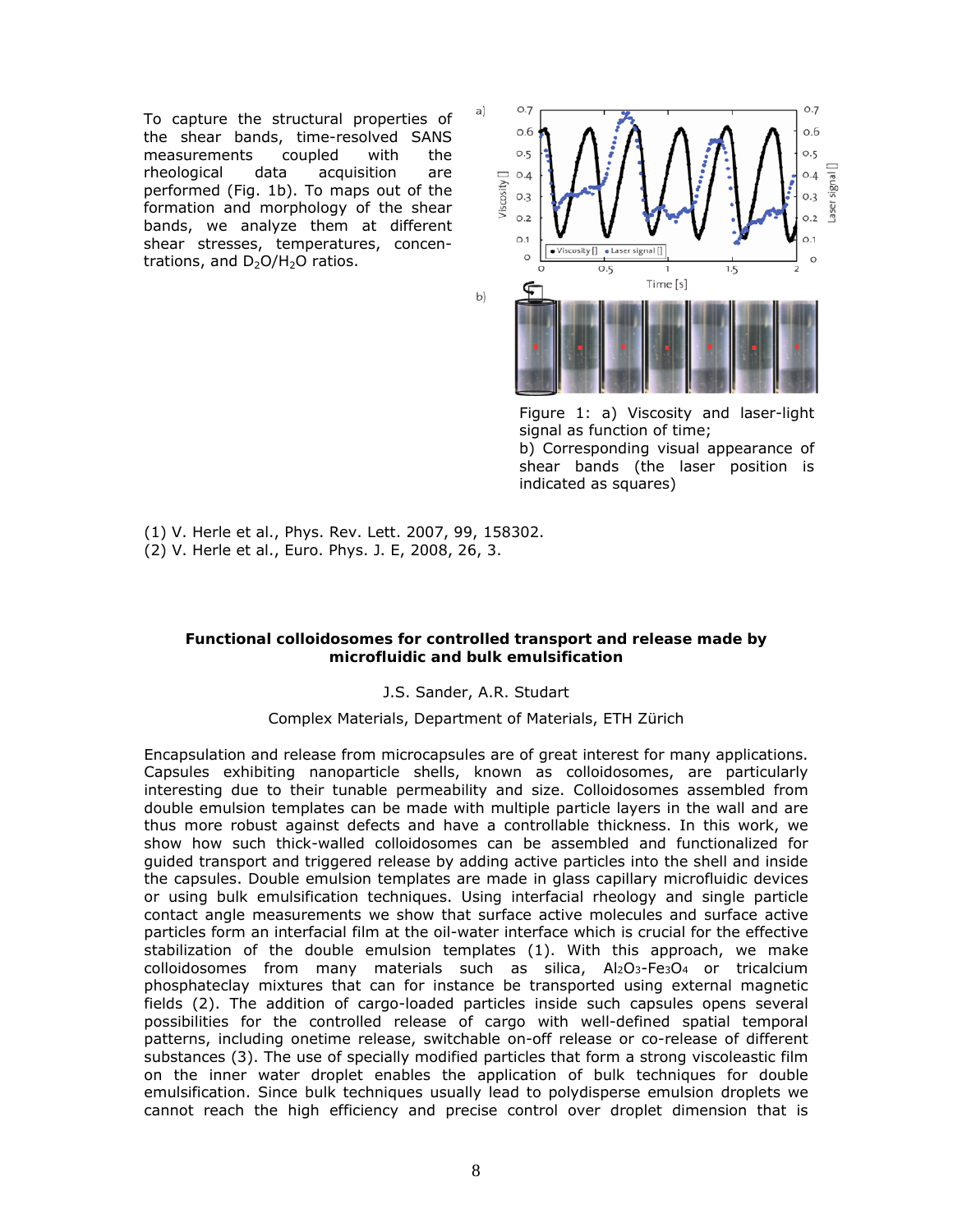To capture the structural properties of the shear bands, time-resolved SANS measurements coupled with the rheological data acquisition are performed (Fig. 1b). To maps out of the formation and morphology of the shear bands, we analyze them at different shear stresses, temperatures, concentrations, and $D_2O/H_2O$ ratios.

Figure 1: a) Viscosity and laser-light signal as function of time;
b) Corresponding visual appearance of shear bands (the laser position is indicated as squares)

(1) V. Herle et al., Phys. Rev. Lett. 2007, 99, 158302.
(2) V. Herle et al., Euro. Phys. J. E, 2008, 26, 3.

## Functional colloidosomes for controlled transport and release made by microfluidic and bulk emulsification

J.S. Sander, A.R. Studart

Complex Materials, Department of Materials, ETH Zürich

Encapsulation and release from microcapsules are of great interest for many applications. Capsules exhibiting nanoparticle shells, known as colloidosomes, are particularly interesting due to their tunable permeability and size. Colloidosomes assembled from double emulsion templates can be made with multiple particle layers in the wall and are thus more robust against defects and have a controllable thickness. In this work, we show how such thick-walled colloidosomes can be assembled and functionalized for guided transport and triggered release by adding active particles into the shell and inside the capsules. Double emulsion templates are made in glass capillary microfluidic devices or using bulk emulsification techniques. Using interfacial rheology and single particle contact angle measurements we show that surface active molecules and surface active particles form an interfacial film at the oil-water interface which is crucial for the effective stabilization of the double emulsion templates (1). With this approach, we make colloidosomes from many materials such as silica, $Al_2O_3$-$Fe_3O_4$ or tricalcium phosphateclay mixtures that can for instance be transported using external magnetic fields (2). The addition of cargo-loaded particles inside such capsules opens several possibilities for the controlled release of cargo with well-defined spatial temporal patterns, including onetime release, switchable on-off release or co-release of different substances (3). The use of specially modified particles that form a strong viscoelastic film on the inner water droplet enables the application of bulk techniques for double emulsification. Since bulk techniques usually lead to polydisperse emulsion droplets we cannot reach the high efficiency and precise control over droplet dimension that is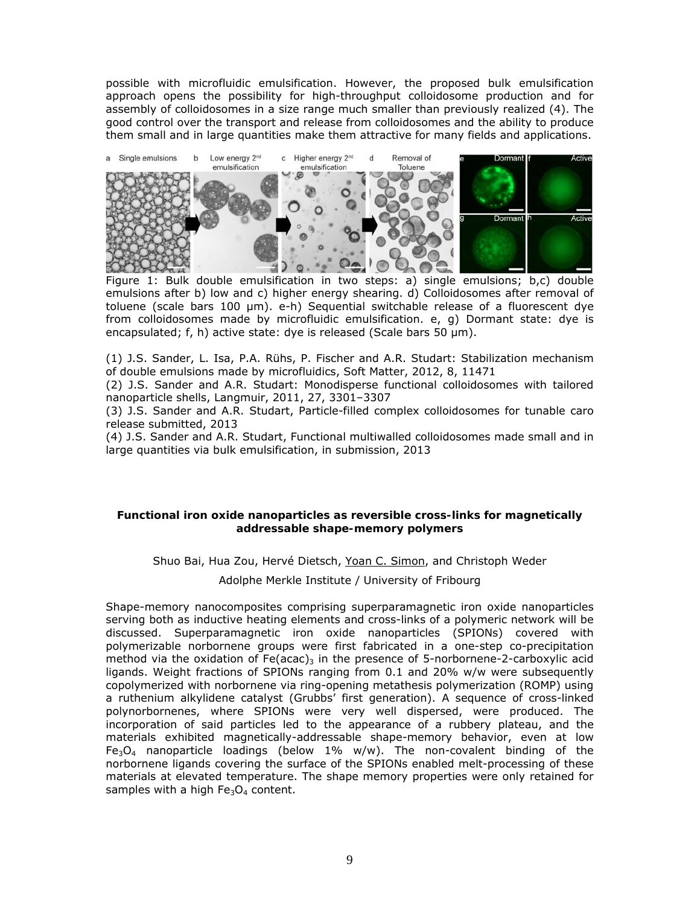possible with microfluidic emulsification. However, the proposed bulk emulsification approach opens the possibility for high-throughput colloidosome production and for assembly of colloidosomes in a size range much smaller than previously realized (4). The good control over the transport and release from colloidosomes and the ability to produce them small and in large quantities make them attractive for many fields and applications.

Figure 1: Bulk double emulsification in two steps: a) single emulsions; b,c) double emulsions after b) low and c) higher energy shearing. d) Colloidosomes after removal of toluene (scale bars 100 µm). e-h) Sequential switchable release of a fluorescent dye from colloidosomes made by microfluidic emulsification. e, g) Dormant state: dye is encapsulated; f, h) active state: dye is released (Scale bars 50 µm).

(1) J.S. Sander, L. Isa, P.A. Rühs, P. Fischer and A.R. Studart: Stabilization mechanism of double emulsions made by microfluidics, Soft Matter, 2012, 8, 11471

(2) J.S. Sander and A.R. Studart: Monodisperse functional colloidosomes with tailored nanoparticle shells, Langmuir, 2011, 27, 3301–3307

(3) J.S. Sander and A.R. Studart, Particle-filled complex colloidosomes for tunable caro release submitted, 2013

(4) J.S. Sander and A.R. Studart, Functional multiwalled colloidosomes made small and in large quantities via bulk emulsification, in submission, 2013

### Functional iron oxide nanoparticles as reversible cross-links for magnetically addressable shape-memory polymers

Shuo Bai, Hua Zou, Hervé Dietsch, Yoan C. Simon, and Christoph Weder

Adolphe Merkle Institute / University of Fribourg

Shape-memory nanocomposites comprising superparamagnetic iron oxide nanoparticles serving both as inductive heating elements and cross-links of a polymeric network will be discussed. Superparamagnetic iron oxide nanoparticles (SPIONs) covered with polymerizable norbornene groups were first fabricated in a one-step co-precipitation method via the oxidation of $Fe(acac)_3$ in the presence of 5-norbornene-2-carboxylic acid ligands. Weight fractions of SPIONs ranging from 0.1 and 20% w/w were subsequently copolymerized with norbornene via ring-opening metathesis polymerization (ROMP) using a ruthenium alkylidene catalyst (Grubbs' first generation). A sequence of cross-linked polynorbornenes, where SPIONs were very well dispersed, were produced. The incorporation of said particles led to the appearance of a rubbery plateau, and the materials exhibited magnetically-addressable shape-memory behavior, even at low $Fe_3O_4$ nanoparticle loadings (below 1% w/w). The non-covalent binding of the norbornene ligands covering the surface of the SPIONs enabled melt-processing of these materials at elevated temperature. The shape memory properties were only retained for samples with a high $Fe_3O_4$ content.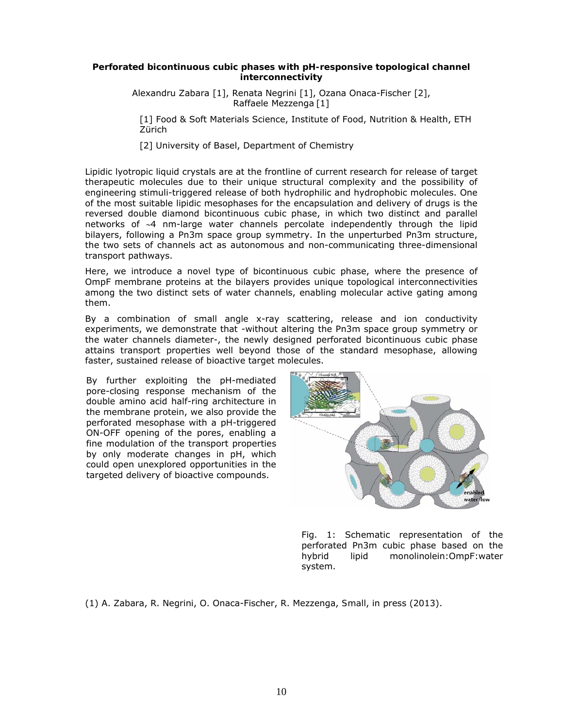**Perforated bicontinuous cubic phases with pH-responsive topological channel interconnectivity**

Alexandru Zabara [1], Renata Negrini [1], Ozana Onaca-Fischer [2], Raffaele Mezzenga [1]

[1] Food & Soft Materials Science, Institute of Food, Nutrition & Health, ETH Zürich

[2] University of Basel, Department of Chemistry

Lipidic lyotropic liquid crystals are at the frontline of current research for release of target therapeutic molecules due to their unique structural complexity and the possibility of engineering stimuli-triggered release of both hydrophilic and hydrophobic molecules. One of the most suitable lipidic mesophases for the encapsulation and delivery of drugs is the reversed double diamond bicontinuous cubic phase, in which two distinct and parallel networks of ~4 nm-large water channels percolate independently through the lipid bilayers, following a Pn3m space group symmetry. In the unperturbed Pn3m structure, the two sets of channels act as autonomous and non-communicating three-dimensional transport pathways.

Here, we introduce a novel type of bicontinuous cubic phase, where the presence of OmpF membrane proteins at the bilayers provides unique topological interconnectivities among the two distinct sets of water channels, enabling molecular active gating among them.

By a combination of small angle x-ray scattering, release and ion conductivity experiments, we demonstrate that -without altering the Pn3m space group symmetry or the water channels diameter-, the newly designed perforated bicontinuous cubic phase attains transport properties well beyond those of the standard mesophase, allowing faster, sustained release of bioactive target molecules.

By further exploiting the pH-mediated pore-closing response mechanism of the double amino acid half-ring architecture in the membrane protein, we also provide the perforated mesophase with a pH-triggered ON-OFF opening of the pores, enabling a fine modulation of the transport properties by only moderate changes in pH, which could open unexplored opportunities in the targeted delivery of bioactive compounds.

Fig. 1: Schematic representation of the perforated Pn3m cubic phase based on the hybrid lipid monolinolein:OmpF:water system.

(1) A. Zabara, R. Negrini, O. Onaca-Fischer, R. Mezzenga, Small, in press (2013).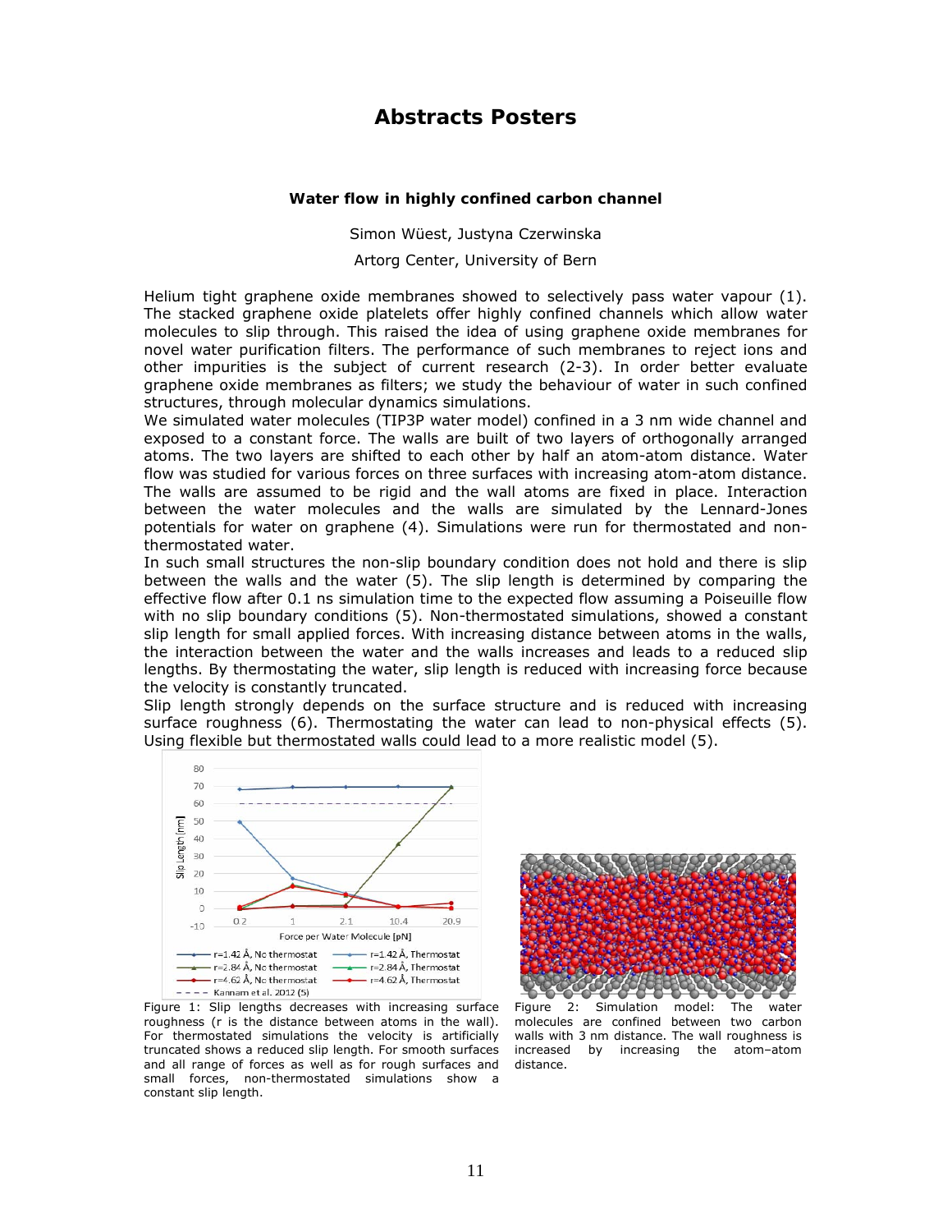# Abstracts Posters

### Water flow in highly confined carbon channel

Simon Wüest, Justyna Czerwinska

Artorg Center, University of Bern

Helium tight graphene oxide membranes showed to selectively pass water vapour (1). The stacked graphene oxide platelets offer highly confined channels which allow water molecules to slip through. This raised the idea of using graphene oxide membranes for novel water purification filters. The performance of such membranes to reject ions and other impurities is the subject of current research (2-3). In order better evaluate graphene oxide membranes as filters; we study the behaviour of water in such confined structures, through molecular dynamics simulations.

We simulated water molecules (TIP3P water model) confined in a 3 nm wide channel and exposed to a constant force. The walls are built of two layers of orthogonally arranged atoms. The two layers are shifted to each other by half an atom-atom distance. Water flow was studied for various forces on three surfaces with increasing atom-atom distance. The walls are assumed to be rigid and the wall atoms are fixed in place. Interaction between the water molecules and the walls are simulated by the Lennard-Jones potentials for water on graphene (4). Simulations were run for thermostated and non-thermostated water.

In such small structures the non-slip boundary condition does not hold and there is slip between the walls and the water (5). The slip length is determined by comparing the effective flow after 0.1 ns simulation time to the expected flow assuming a Poiseuille flow with no slip boundary conditions (5). Non-thermostated simulations, showed a constant slip length for small applied forces. With increasing distance between atoms in the walls, the interaction between the water and the walls increases and leads to a reduced slip lengths. By thermostating the water, slip length is reduced with increasing force because the velocity is constantly truncated.

Slip length strongly depends on the surface structure and is reduced with increasing surface roughness (6). Thermostating the water can lead to non-physical effects (5). Using flexible but thermostated walls could lead to a more realistic model (5).

Figure 1: Slip lengths decreases with increasing surface roughness (r is the distance between atoms in the wall). For thermostated simulations the velocity is artificially truncated shows a reduced slip length. For smooth surfaces and all range of forces as well as for rough surfaces and small forces, non-thermostated simulations show a constant slip length.

Figure 2: Simulation model: The water molecules are confined between two carbon walls with 3 nm distance. The wall roughness is increased by increasing the atom–atom distance.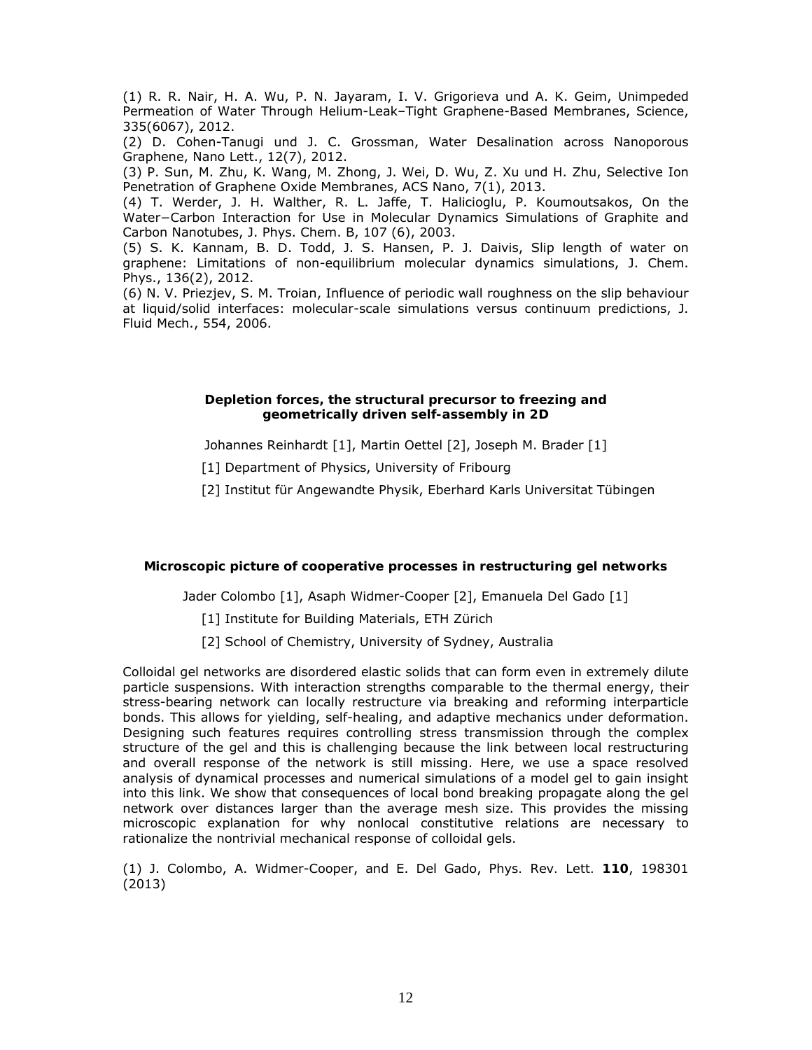(1) R. R. Nair, H. A. Wu, P. N. Jayaram, I. V. Grigorieva und A. K. Geim, Unimpeded Permeation of Water Through Helium-Leak–Tight Graphene-Based Membranes, Science, 335(6067), 2012.

(2) D. Cohen-Tanugi und J. C. Grossman, Water Desalination across Nanoporous Graphene, Nano Lett., 12(7), 2012.

(3) P. Sun, M. Zhu, K. Wang, M. Zhong, J. Wei, D. Wu, Z. Xu und H. Zhu, Selective Ion Penetration of Graphene Oxide Membranes, ACS Nano, 7(1), 2013.

(4) T. Werder, J. H. Walther, R. L. Jaffe, T. Halicioglu, P. Koumoutsakos, On the Water−Carbon Interaction for Use in Molecular Dynamics Simulations of Graphite and Carbon Nanotubes, J. Phys. Chem. B, 107 (6), 2003.

(5) S. K. Kannam, B. D. Todd, J. S. Hansen, P. J. Daivis, Slip length of water on graphene: Limitations of non-equilibrium molecular dynamics simulations, J. Chem. Phys., 136(2), 2012.

(6) N. V. Priezjev, S. M. Troian, Influence of periodic wall roughness on the slip behaviour at liquid/solid interfaces: molecular-scale simulations versus continuum predictions, J. Fluid Mech., 554, 2006.

### Depletion forces, the structural precursor to freezing and geometrically driven self-assembly in 2D

Johannes Reinhardt [1], Martin Oettel [2], Joseph M. Brader [1]

[1] Department of Physics, University of Fribourg

[2] Institut für Angewandte Physik, Eberhard Karls Universitat Tübingen

### Microscopic picture of cooperative processes in restructuring gel networks

Jader Colombo [1], Asaph Widmer-Cooper [2], Emanuela Del Gado [1]

[1] Institute for Building Materials, ETH Zürich

[2] School of Chemistry, University of Sydney, Australia

Colloidal gel networks are disordered elastic solids that can form even in extremely dilute particle suspensions. With interaction strengths comparable to the thermal energy, their stress-bearing network can locally restructure via breaking and reforming interparticle bonds. This allows for yielding, self-healing, and adaptive mechanics under deformation. Designing such features requires controlling stress transmission through the complex structure of the gel and this is challenging because the link between local restructuring and overall response of the network is still missing. Here, we use a space resolved analysis of dynamical processes and numerical simulations of a model gel to gain insight into this link. We show that consequences of local bond breaking propagate along the gel network over distances larger than the average mesh size. This provides the missing microscopic explanation for why nonlocal constitutive relations are necessary to rationalize the nontrivial mechanical response of colloidal gels.

(1) J. Colombo, A. Widmer-Cooper, and E. Del Gado, Phys. Rev. Lett. **110**, 198301 (2013)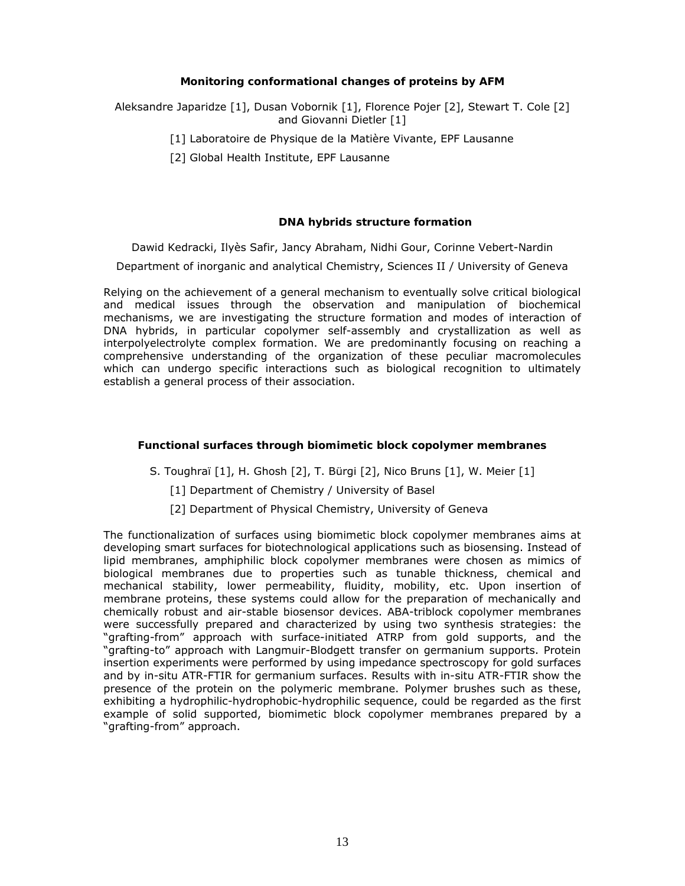### Monitoring conformational changes of proteins by AFM

Aleksandre Japaridze [1], Dusan Vobornik [1], Florence Pojer [2], Stewart T. Cole [2] and Giovanni Dietler [1]

[1] Laboratoire de Physique de la Matière Vivante, EPF Lausanne

[2] Global Health Institute, EPF Lausanne

### DNA hybrids structure formation

Dawid Kedracki, Ilyès Safir, Jancy Abraham, Nidhi Gour, Corinne Vebert-Nardin

Department of inorganic and analytical Chemistry, Sciences II / University of Geneva

Relying on the achievement of a general mechanism to eventually solve critical biological and medical issues through the observation and manipulation of biochemical mechanisms, we are investigating the structure formation and modes of interaction of DNA hybrids, in particular copolymer self-assembly and crystallization as well as interpolyelectrolyte complex formation. We are predominantly focusing on reaching a comprehensive understanding of the organization of these peculiar macromolecules which can undergo specific interactions such as biological recognition to ultimately establish a general process of their association.

### Functional surfaces through biomimetic block copolymer membranes

S. Toughraï [1], H. Ghosh [2], T. Bürgi [2], Nico Bruns [1], W. Meier [1]

[1] Department of Chemistry / University of Basel

[2] Department of Physical Chemistry, University of Geneva

The functionalization of surfaces using biomimetic block copolymer membranes aims at developing smart surfaces for biotechnological applications such as biosensing. Instead of lipid membranes, amphiphilic block copolymer membranes were chosen as mimics of biological membranes due to properties such as tunable thickness, chemical and mechanical stability, lower permeability, fluidity, mobility, etc. Upon insertion of membrane proteins, these systems could allow for the preparation of mechanically and chemically robust and air-stable biosensor devices. ABA-triblock copolymer membranes were successfully prepared and characterized by using two synthesis strategies: the "grafting-from" approach with surface-initiated ATRP from gold supports, and the "grafting-to" approach with Langmuir-Blodgett transfer on germanium supports. Protein insertion experiments were performed by using impedance spectroscopy for gold surfaces and by in-situ ATR-FTIR for germanium surfaces. Results with in-situ ATR-FTIR show the presence of the protein on the polymeric membrane. Polymer brushes such as these, exhibiting a hydrophilic-hydrophobic-hydrophilic sequence, could be regarded as the first example of solid supported, biomimetic block copolymer membranes prepared by a "grafting-from" approach.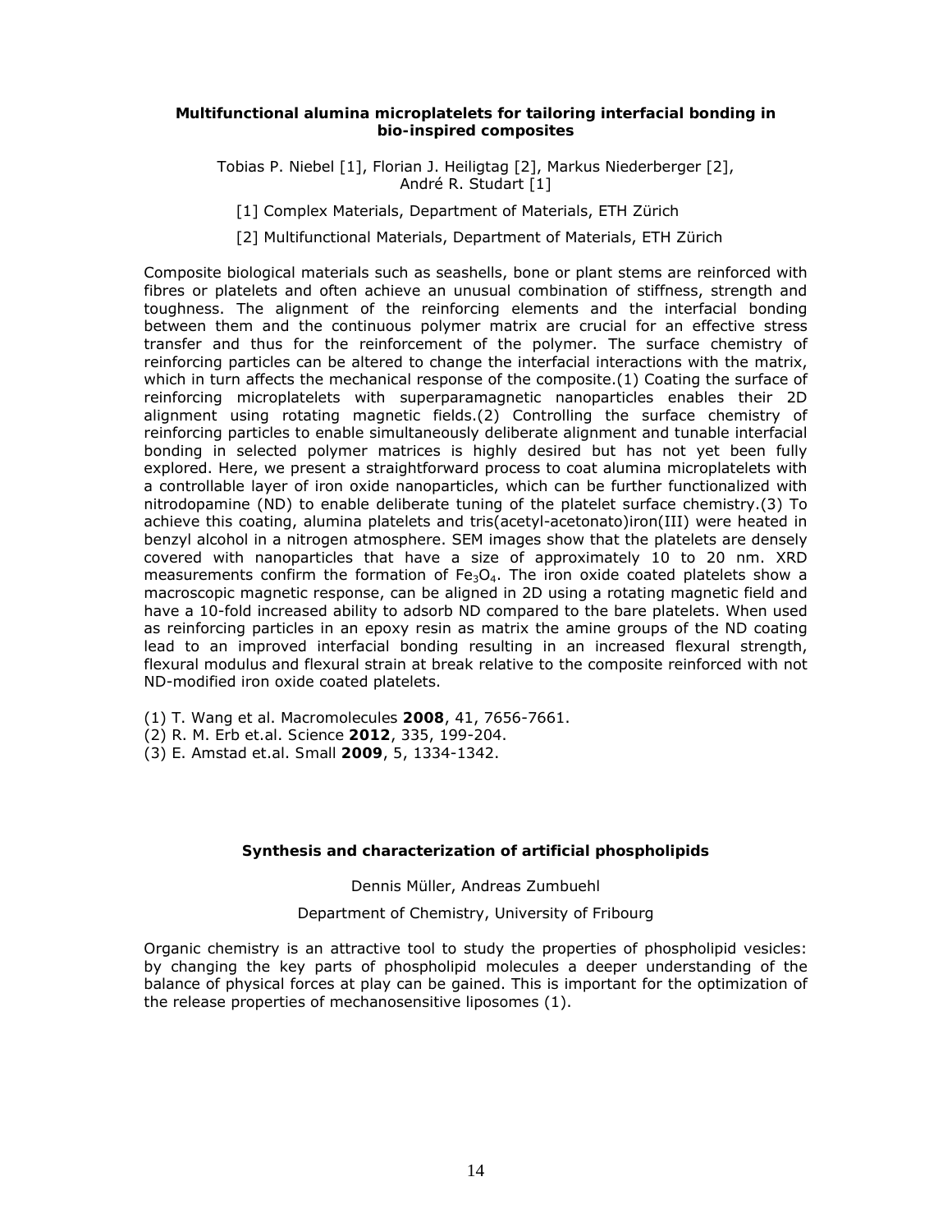### Multifunctional alumina microplatelets for tailoring interfacial bonding in bio-inspired composites

Tobias P. Niebel [1], Florian J. Heiligtag [2], Markus Niederberger [2], André R. Studart [1]

[1] Complex Materials, Department of Materials, ETH Zürich

[2] Multifunctional Materials, Department of Materials, ETH Zürich

Composite biological materials such as seashells, bone or plant stems are reinforced with fibres or platelets and often achieve an unusual combination of stiffness, strength and toughness. The alignment of the reinforcing elements and the interfacial bonding between them and the continuous polymer matrix are crucial for an effective stress transfer and thus for the reinforcement of the polymer. The surface chemistry of reinforcing particles can be altered to change the interfacial interactions with the matrix, which in turn affects the mechanical response of the composite.(1) Coating the surface of reinforcing microplatelets with superparamagnetic nanoparticles enables their 2D alignment using rotating magnetic fields.(2) Controlling the surface chemistry of reinforcing particles to enable simultaneously deliberate alignment and tunable interfacial bonding in selected polymer matrices is highly desired but has not yet been fully explored. Here, we present a straightforward process to coat alumina microplatelets with a controllable layer of iron oxide nanoparticles, which can be further functionalized with nitrodopamine (ND) to enable deliberate tuning of the platelet surface chemistry.(3) To achieve this coating, alumina platelets and tris(acetyl-acetonato)iron(III) were heated in benzyl alcohol in a nitrogen atmosphere. SEM images show that the platelets are densely covered with nanoparticles that have a size of approximately 10 to 20 nm. XRD measurements confirm the formation of $Fe_3O_4$. The iron oxide coated platelets show a macroscopic magnetic response, can be aligned in 2D using a rotating magnetic field and have a 10-fold increased ability to adsorb ND compared to the bare platelets. When used as reinforcing particles in an epoxy resin as matrix the amine groups of the ND coating lead to an improved interfacial bonding resulting in an increased flexural strength, flexural modulus and flexural strain at break relative to the composite reinforced with not ND-modified iron oxide coated platelets.

(1) T. Wang et al. Macromolecules **2008**, 41, 7656-7661.
(2) R. M. Erb et.al. Science **2012**, 335, 199-204.
(3) E. Amstad et.al. Small **2009**, 5, 1334-1342.

### Synthesis and characterization of artificial phospholipids

Dennis Müller, Andreas Zumbuehl

Department of Chemistry, University of Fribourg

Organic chemistry is an attractive tool to study the properties of phospholipid vesicles: by changing the key parts of phospholipid molecules a deeper understanding of the balance of physical forces at play can be gained. This is important for the optimization of the release properties of mechanosensitive liposomes (1).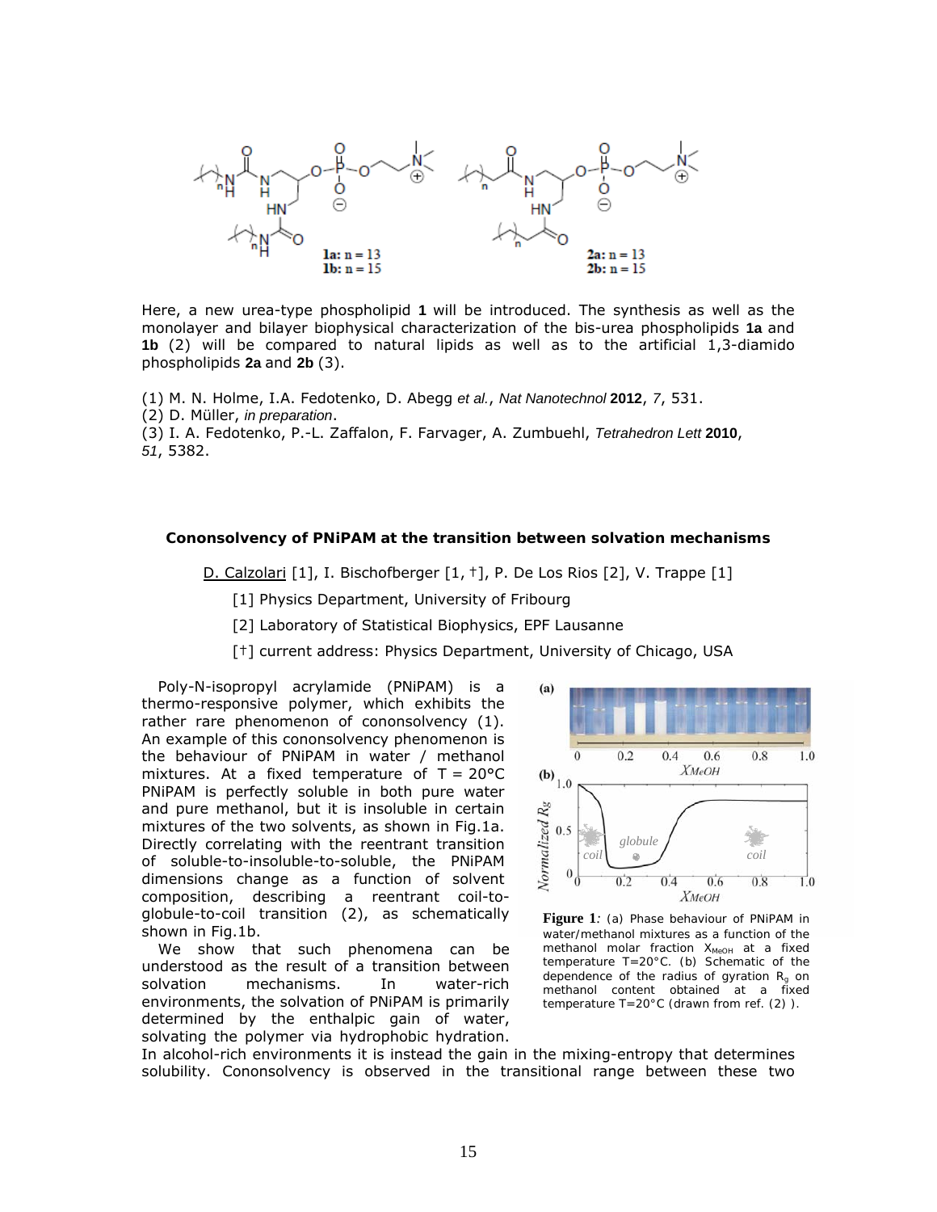Here, a new urea-type phospholipid **1** will be introduced. The synthesis as well as the monolayer and bilayer biophysical characterization of the bis-urea phospholipids **1a** and **1b** (2) will be compared to natural lipids as well as to the artificial 1,3-diamido phospholipids **2a** and **2b** (3).

(1) M. N. Holme, I.A. Fedotenko, D. Abegg *et al.*, *Nat Nanotechnol* **2012**, *7*, 531.
(2) D. Müller, *in preparation*.
(3) I. A. Fedotenko, P.-L. Zaffalon, F. Farvager, A. Zumbuehl, *Tetrahedron Lett* **2010**, *51*, 5382.

### Cononsolvency of PNiPAM at the transition between solvation mechanisms

D. Calzolari [1], I. Bischofberger [1, †], P. De Los Rios [2], V. Trappe [1]

[1] Physics Department, University of Fribourg

[2] Laboratory of Statistical Biophysics, EPF Lausanne

[†] current address: Physics Department, University of Chicago, USA

Poly-N-isopropyl acrylamide (PNiPAM) is a thermo-responsive polymer, which exhibits the rather rare phenomenon of cononsolvency (1). An example of this cononsolvency phenomenon is the behaviour of PNiPAM in water / methanol mixtures. At a fixed temperature of T = 20°C PNiPAM is perfectly soluble in both pure water and pure methanol, but it is insoluble in certain mixtures of the two solvents, as shown in Fig.1a. Directly correlating with the reentrant transition of soluble-to-insoluble-to-soluble, the PNiPAM dimensions change as a function of solvent composition, describing a reentrant coil-to-globule-to-coil transition (2), as schematically shown in Fig.1b.

**Figure 1**: (a) Phase behaviour of PNiPAM in water/methanol mixtures as a function of the methanol molar fraction $X_{MeOH}$ at a fixed temperature T=20°C. (b) Schematic of the dependence of the radius of gyration $R_g$ on methanol content obtained at a fixed temperature T=20°C (drawn from ref. (2) ).

We show that such phenomena can be understood as the result of a transition between solvation mechanisms. In water-rich environments, the solvation of PNiPAM is primarily determined by the enthalpic gain of water, solvating the polymer via hydrophobic hydration. In alcohol-rich environments it is instead the gain in the mixing-entropy that determines solubility. Cononsolvency is observed in the transitional range between these two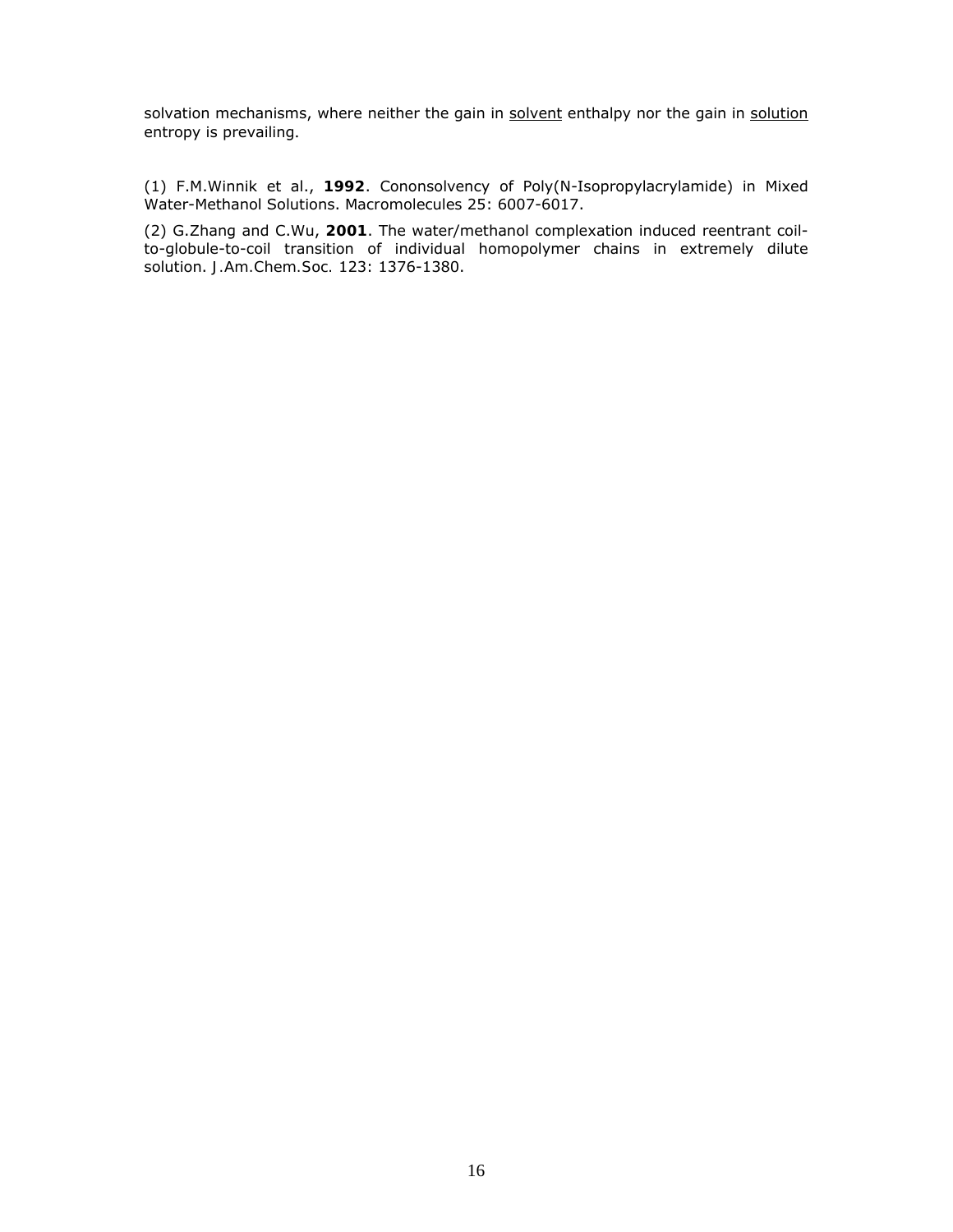solvation mechanisms, where neither the gain in <u>solvent</u> enthalpy nor the gain in <u>solution</u> entropy is prevailing.

(1) F.M.Winnik et al., **1992**. Cononsolvency of Poly(N-Isopropylacrylamide) in Mixed Water-Methanol Solutions. Macromolecules 25: 6007-6017.

(2) G.Zhang and C.Wu, **2001**. The water/methanol complexation induced reentrant coil-to-globule-to-coil transition of individual homopolymer chains in extremely dilute solution. J.Am.Chem.Soc. 123: 1376-1380.